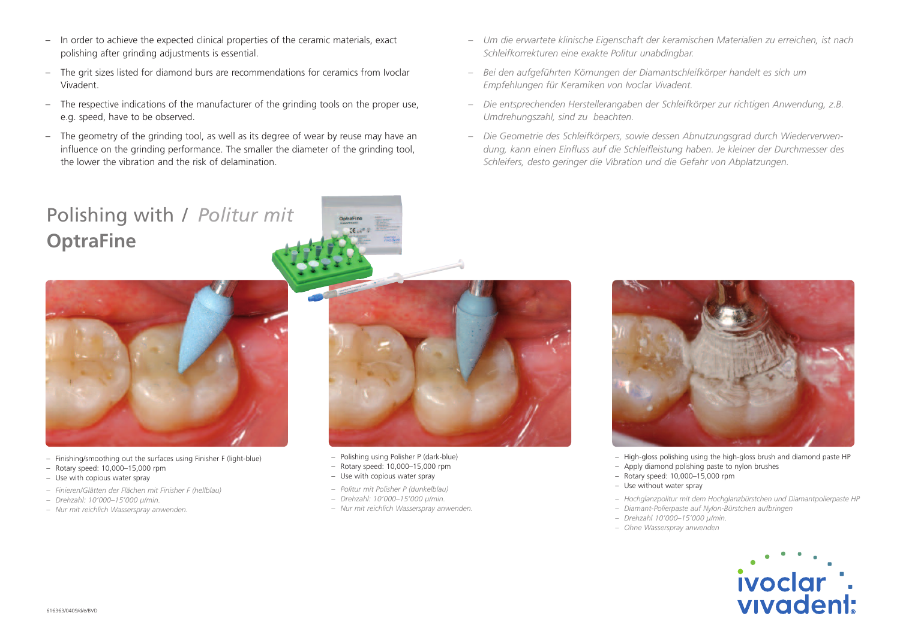- In order to achieve the expected clinical properties of the ceramic materials, exact polishing after grinding adjustments is essential.
- The grit sizes listed for diamond burs are recommendations for ceramics from Ivoclar Vivadent.
- The respective indications of the manufacturer of the grinding tools on the proper use, e.g. speed, have to be observed.
- The geometry of the grinding tool, as well as its degree of wear by reuse may have an influence on the grinding performance. The smaller the diameter of the grinding tool, the lower the vibration and the risk of delamination.

- *Um die erwartete klinische Eigenschaft der keramischen Materialien zu erreichen, ist nach Schleifkorrekturen eine exakte Politur unabdingbar.*
- *Bei den aufgeführten Körnungen der Diamantschleifkörper handelt es sich um Empfehlungen für Keramiken von Ivoclar Vivadent.*
- *Die entsprechenden Herstellerangaben der Schleifkörper zur richtigen Anwendung, z.B. Umdrehungszahl, sind zu beachten.*
- *Die Geometrie des Schleifkörpers, sowie dessen Abnutzungsgrad durch Wiederverwendung, kann einen Einfluss auf die Schleifleistung haben. Je kleiner der Durchmesser des Schleifers, desto geringer die Vibration und die Gefahr von Abplatzungen.*

# Polishing with / *Politur mit* **OptraFine**

- Finishing/smoothing out the surfaces using Finisher F (light-blue)
- Rotary speed: 10,000–15,000 rpm
- Use with copious water spray

- *Finieren/Glätten der Flächen mit Finisher F (hellblau)*
- *Drehzahl: 10'000–15'000 μ/min.*
- *Nur mit reichlich Wasserspray anwenden.*

- Polishing using Polisher P (dark-blue)
- Rotary speed: 10,000–15,000 rpm
- Use with copious water spray

- *Politur mit Polisher P (dunkelblau)*
- *Drehzahl: 10'000–15'000 μ/min.*
- *Nur mit reichlich Wasserspray anwenden.*

- High-gloss polishing using the high-gloss brush and diamond paste HP
- Apply diamond polishing paste to nylon brushes
- Rotary speed: 10,000–15,000 rpm
- Use without water spray

- *Hochglanzpolitur mit dem Hochglanzbürstchen und Diamantpolierpaste HP*
- *Diamant-Polierpaste auf Nylon-Bürstchen aufbringen*
- *Drehzahl 10'000–15'000 μ/min.*
- *Ohne Wasserspray anwenden*

616363/0409/d/e/BVD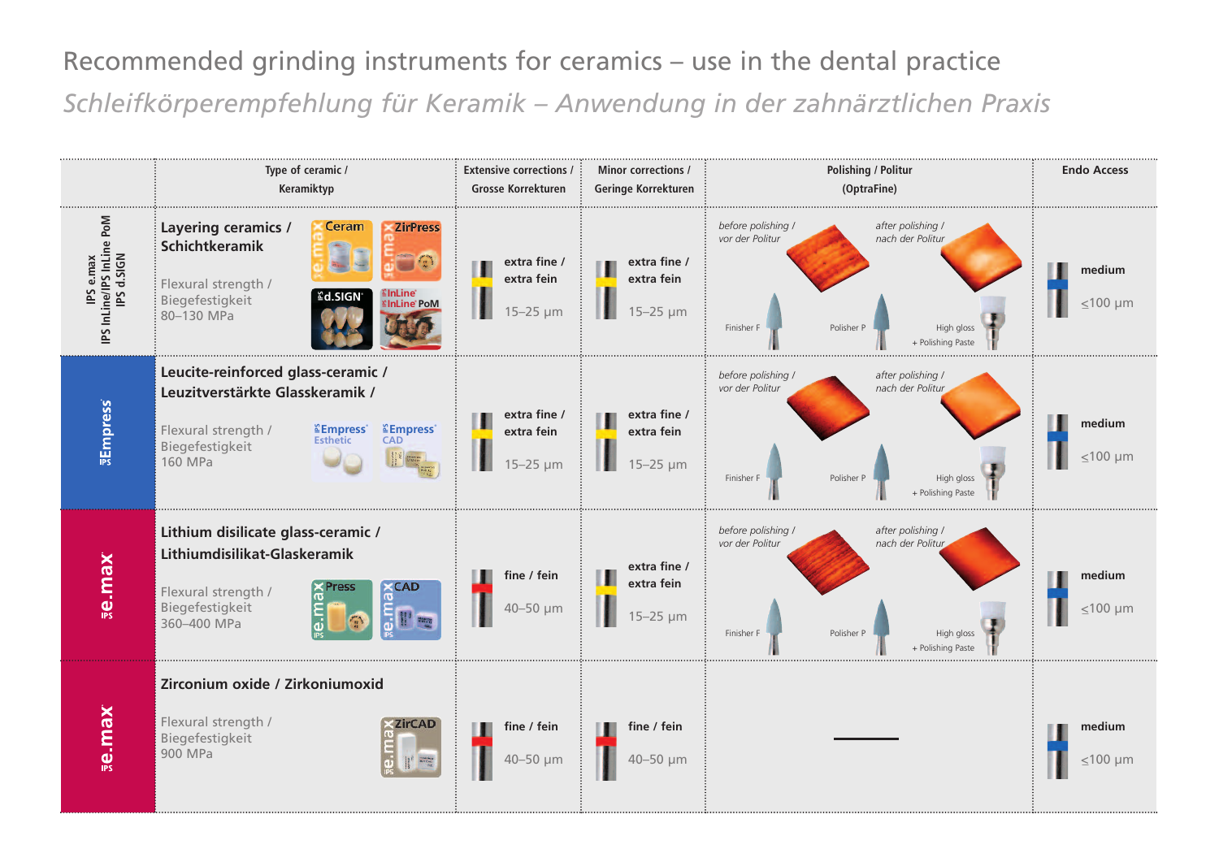# Recommended grinding instruments for ceramics – use in the dental practice

*Schleifkörperempfehlung für Keramik – Anwendung in der zahnärztlichen Praxis*

| | Type of ceramic / Keramiktyp | Extensive corrections / Grosse Korrekturen | Minor corrections / Geringe Korrekturen | Polishing / Politur (OptraFine) | Endo Access |
|---|---|---|---|---|---|
| IPS e.max IPS InLine/IPS InLine PoM IPS d.SIGN | **Layering ceramics / Schichtkeramik** Flexural strength / Biegefestigkeit 80–130 MPa | extra fine / extra fein 15–25 µm | extra fine / extra fein 15–25 µm | *before polishing / vor der Politur* *after polishing / nach der Politur* Finisher F, Polisher P, High gloss + Polishing Paste | medium ≤100 µm |
| IPS Empress | **Leucite-reinforced glass-ceramic / Leuzitverstärkte Glaskeramik /** Flexural strength / Biegefestigkeit 160 MPa | extra fine / extra fein 15–25 µm | extra fine / extra fein 15–25 µm | *before polishing / vor der Politur* *after polishing / nach der Politur* Finisher F, Polisher P, High gloss + Polishing Paste | medium ≤100 µm |
| IPS e.max | **Lithium disilicate glass-ceramic / Lithiumdisilikat-Glaskeramik** Flexural strength / Biegefestigkeit 360–400 MPa | fine / fein 40–50 µm | extra fine / extra fein 15–25 µm | *before polishing / vor der Politur* *after polishing / nach der Politur* Finisher F, Polisher P, High gloss + Polishing Paste | medium ≤100 µm |
| IPS e.max | **Zirconium oxide / Zirkoniumoxid** Flexural strength / Biegefestigkeit 900 MPa | fine / fein 40–50 µm | fine / fein 40–50 µm | — | medium ≤100 µm |